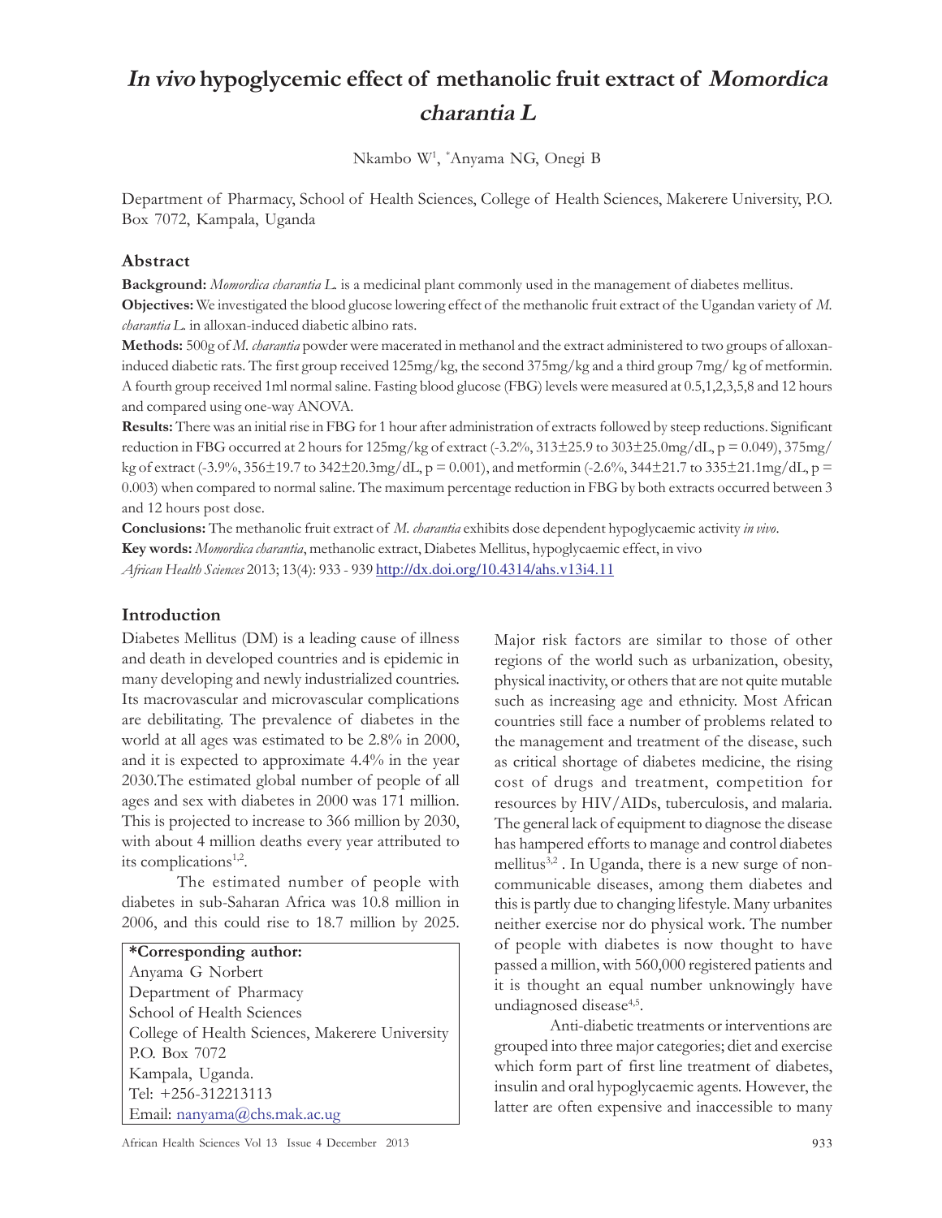# *In vivo* hypoglycemic effect of methanolic fruit extract of *Momordica charantia L*

Nkambo W[1], *Anyama NG, Onegi B

Department of Pharmacy, School of Health Sciences, College of Health Sciences, Makerere University, P.O. Box 7072, Kampala, Uganda

## Abstract

**Background:** *Momordica charantia L.* is a medicinal plant commonly used in the management of diabetes mellitus.

**Objectives:** We investigated the blood glucose lowering effect of the methanolic fruit extract of the Ugandan variety of *M. charantia L.* in alloxan-induced diabetic albino rats.

**Methods:** 500g of *M. charantia* powder were macerated in methanol and the extract administered to two groups of alloxan-induced diabetic rats. The first group received 125mg/kg, the second 375mg/kg and a third group 7mg/ kg of metformin. A fourth group received 1ml normal saline. Fasting blood glucose (FBG) levels were measured at 0.5,1,2,3,5,8 and 12 hours and compared using one-way ANOVA.

**Results:** There was an initial rise in FBG for 1 hour after administration of extracts followed by steep reductions. Significant reduction in FBG occurred at 2 hours for 125mg/kg of extract (-3.2%, 313±25.9 to 303±25.0mg/dL, $p = 0.049$), 375mg/kg of extract (-3.9%, 356±19.7 to 342±20.3mg/dL, $p = 0.001$), and metformin (-2.6%, 344±21.7 to 335±21.1mg/dL, $p = 0.003$) when compared to normal saline. The maximum percentage reduction in FBG by both extracts occurred between 3 and 12 hours post dose.

**Conclusions:** The methanolic fruit extract of *M. charantia* exhibits dose dependent hypoglycaemic activity *in vivo*.

**Key words:** *Momordica charantia*, methanolic extract, Diabetes Mellitus, hypoglycaemic effect, in vivo

*African Health Sciences* 2013; 13(4): 933 - 939 http://dx.doi.org/10.4314/ahs.v13i4.11

## Introduction

Diabetes Mellitus (DM) is a leading cause of illness and death in developed countries and is epidemic in many developing and newly industrialized countries. Its macrovascular and microvascular complications are debilitating. The prevalence of diabetes in the world at all ages was estimated to be 2.8% in 2000, and it is expected to approximate 4.4% in the year 2030.The estimated global number of people of all ages and sex with diabetes in 2000 was 171 million. This is projected to increase to 366 million by 2030, with about 4 million deaths every year attributed to its complications[1,2].

The estimated number of people with diabetes in sub-Saharan Africa was 10.8 million in 2006, and this could rise to 18.7 million by 2025. Major risk factors are similar to those of other regions of the world such as urbanization, obesity, physical inactivity, or others that are not quite mutable such as increasing age and ethnicity. Most African countries still face a number of problems related to the management and treatment of the disease, such as critical shortage of diabetes medicine, the rising cost of drugs and treatment, competition for resources by HIV/AIDs, tuberculosis, and malaria. The general lack of equipment to diagnose the disease has hampered efforts to manage and control diabetes mellitus[3,2] . In Uganda, there is a new surge of non-communicable diseases, among them diabetes and this is partly due to changing lifestyle. Many urbanites neither exercise nor do physical work. The number of people with diabetes is now thought to have passed a million, with 560,000 registered patients and it is thought an equal number unknowingly have undiagnosed disease[4,5].

Anti-diabetic treatments or interventions are grouped into three major categories; diet and exercise which form part of first line treatment of diabetes, insulin and oral hypoglycaemic agents. However, the latter are often expensive and inaccessible to many

**\*Corresponding author:**
Anyama G Norbert
Department of Pharmacy
School of Health Sciences
College of Health Sciences, Makerere University
P.O. Box 7072
Kampala, Uganda.
Tel: +256-312213113
Email: nanyama@chs.mak.ac.ug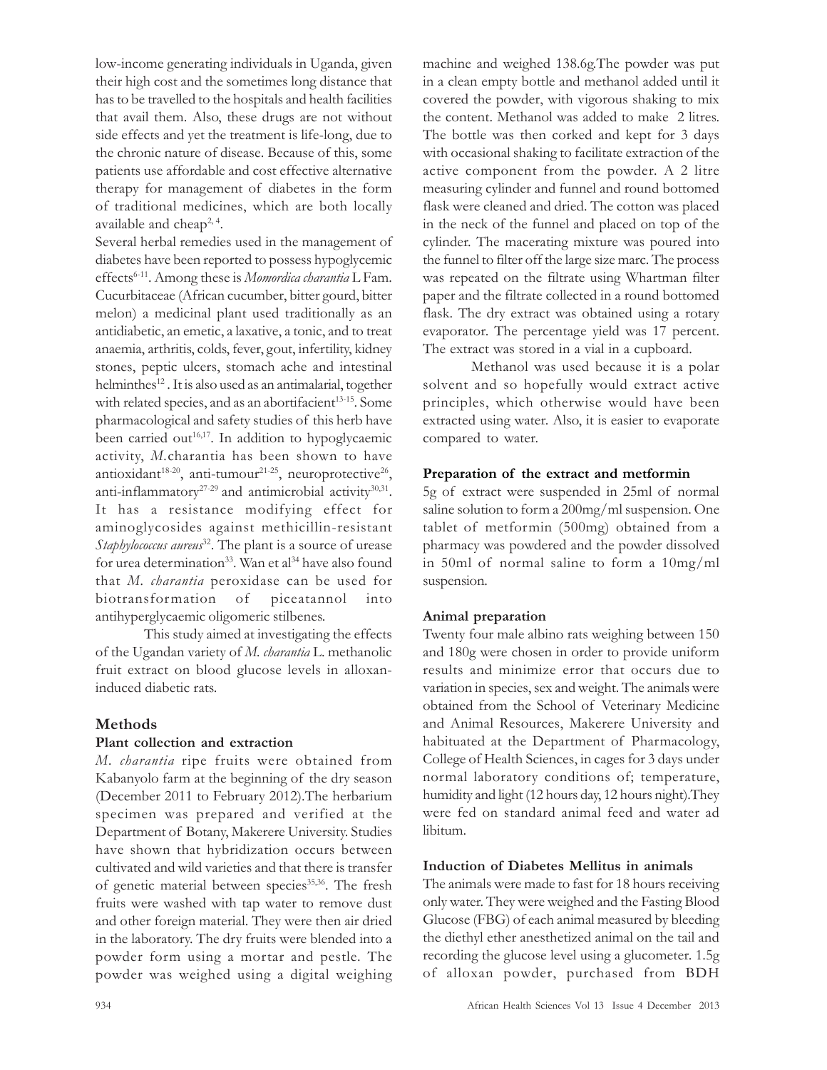low-income generating individuals in Uganda, given their high cost and the sometimes long distance that has to be travelled to the hospitals and health facilities that avail them. Also, these drugs are not without side effects and yet the treatment is life-long, due to the chronic nature of disease. Because of this, some patients use affordable and cost effective alternative therapy for management of diabetes in the form of traditional medicines, which are both locally available and cheap[2, 4].

Several herbal remedies used in the management of diabetes have been reported to possess hypoglycemic effects[6-11]. Among these is *Momordica charantia* L Fam. Cucurbitaceae (African cucumber, bitter gourd, bitter melon) a medicinal plant used traditionally as an antidiabetic, an emetic, a laxative, a tonic, and to treat anaemia, arthritis, colds, fever, gout, infertility, kidney stones, peptic ulcers, stomach ache and intestinal helminthes[12] . It is also used as an antimalarial, together with related species, and as an abortifacient[13-15]. Some pharmacological and safety studies of this herb have been carried out[16,17]. In addition to hypoglycaemic activity, *M.*charantia has been shown to have antioxidant[18-20], anti-tumour[21-25], neuroprotective[26], anti-inflammatory[27-29] and antimicrobial activity[30,31]. It has a resistance modifying effect for aminoglycosides against methicillin-resistant *Staphylococcus aureus*[32]. The plant is a source of urease for urea determination[33]. Wan et al[34] have also found that *M. charantia* peroxidase can be used for biotransformation of piceatannol into antihyperglycaemic oligomeric stilbenes.

This study aimed at investigating the effects of the Ugandan variety of *M. charantia* L. methanolic fruit extract on blood glucose levels in alloxan-induced diabetic rats.

## Methods

### Plant collection and extraction

*M. charantia* ripe fruits were obtained from Kabanyolo farm at the beginning of the dry season (December 2011 to February 2012).The herbarium specimen was prepared and verified at the Department of Botany, Makerere University. Studies have shown that hybridization occurs between cultivated and wild varieties and that there is transfer of genetic material between species[35,36]. The fresh fruits were washed with tap water to remove dust and other foreign material. They were then air dried in the laboratory. The dry fruits were blended into a powder form using a mortar and pestle. The powder was weighed using a digital weighing machine and weighed 138.6g.The powder was put in a clean empty bottle and methanol added until it covered the powder, with vigorous shaking to mix the content. Methanol was added to make 2 litres. The bottle was then corked and kept for 3 days with occasional shaking to facilitate extraction of the active component from the powder. A 2 litre measuring cylinder and funnel and round bottomed flask were cleaned and dried. The cotton was placed in the neck of the funnel and placed on top of the cylinder. The macerating mixture was poured into the funnel to filter off the large size marc. The process was repeated on the filtrate using Whartman filter paper and the filtrate collected in a round bottomed flask. The dry extract was obtained using a rotary evaporator. The percentage yield was 17 percent. The extract was stored in a vial in a cupboard.

Methanol was used because it is a polar solvent and so hopefully would extract active principles, which otherwise would have been extracted using water. Also, it is easier to evaporate compared to water.

### Preparation of the extract and metformin

5g of extract were suspended in 25ml of normal saline solution to form a 200mg/ml suspension. One tablet of metformin (500mg) obtained from a pharmacy was powdered and the powder dissolved in 50ml of normal saline to form a 10mg/ml suspension.

### Animal preparation

Twenty four male albino rats weighing between 150 and 180g were chosen in order to provide uniform results and minimize error that occurs due to variation in species, sex and weight. The animals were obtained from the School of Veterinary Medicine and Animal Resources, Makerere University and habituated at the Department of Pharmacology, College of Health Sciences, in cages for 3 days under normal laboratory conditions of; temperature, humidity and light (12 hours day, 12 hours night).They were fed on standard animal feed and water ad libitum.

### Induction of Diabetes Mellitus in animals

The animals were made to fast for 18 hours receiving only water. They were weighed and the Fasting Blood Glucose (FBG) of each animal measured by bleeding the diethyl ether anesthetized animal on the tail and recording the glucose level using a glucometer. 1.5g of alloxan powder, purchased from BDH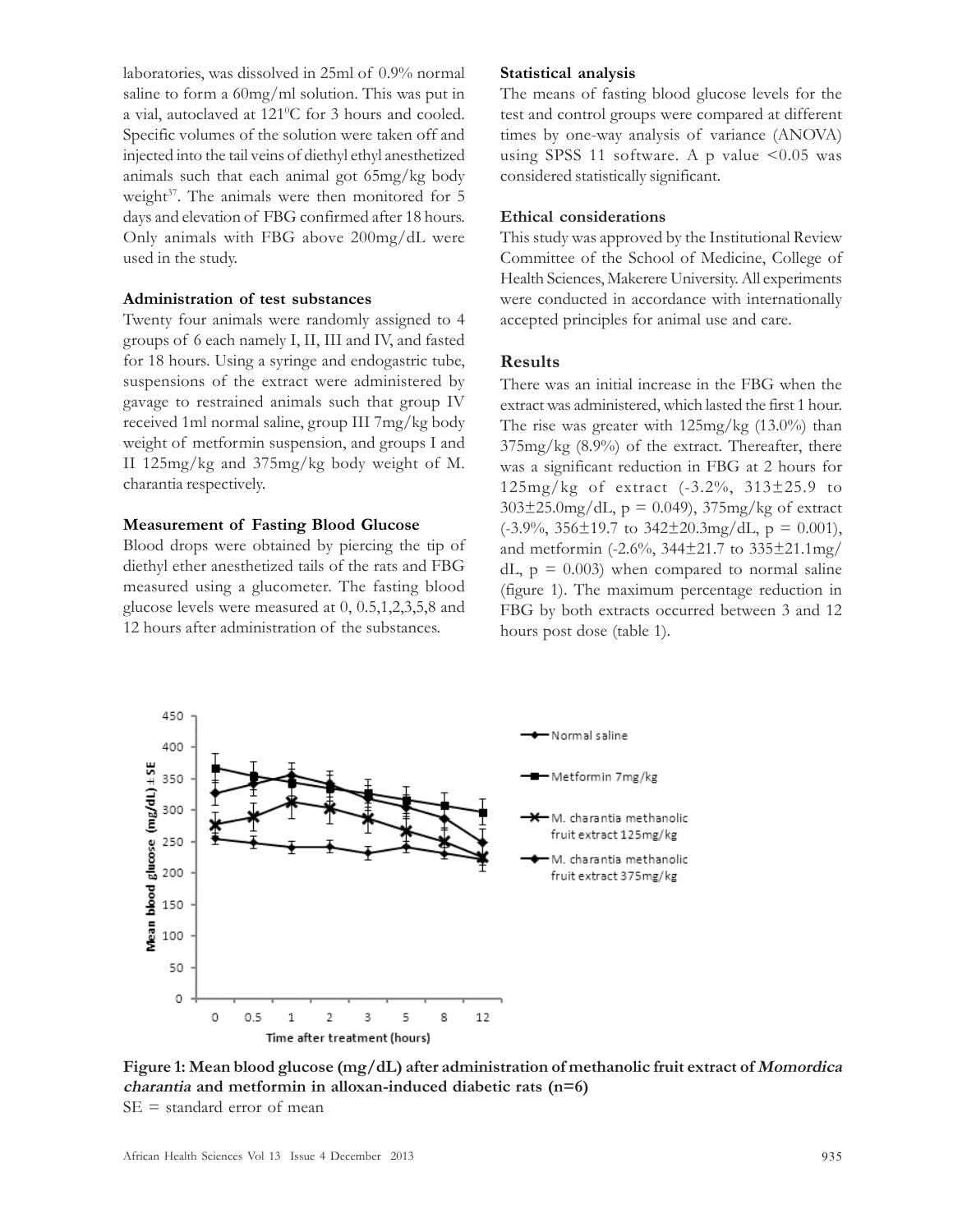laboratories, was dissolved in 25ml of 0.9% normal saline to form a 60mg/ml solution. This was put in a vial, autoclaved at 121$^0$C for 3 hours and cooled. Specific volumes of the solution were taken off and injected into the tail veins of diethyl ethyl anesthetized animals such that each animal got 65mg/kg body weight[37]. The animals were then monitored for 5 days and elevation of FBG confirmed after 18 hours. Only animals with FBG above 200mg/dL were used in the study.

### Administration of test substances

Twenty four animals were randomly assigned to 4 groups of 6 each namely I, II, III and IV, and fasted for 18 hours. Using a syringe and endogastric tube, suspensions of the extract were administered by gavage to restrained animals such that group IV received 1ml normal saline, group III 7mg/kg body weight of metformin suspension, and groups I and II 125mg/kg and 375mg/kg body weight of M. charantia respectively.

### Measurement of Fasting Blood Glucose

Blood drops were obtained by piercing the tip of diethyl ether anesthetized tails of the rats and FBG measured using a glucometer. The fasting blood glucose levels were measured at 0, 0.5,1,2,3,5,8 and 12 hours after administration of the substances.

### Statistical analysis

The means of fasting blood glucose levels for the test and control groups were compared at different times by one-way analysis of variance (ANOVA) using SPSS 11 software. A p value <0.05 was considered statistically significant.

### Ethical considerations

This study was approved by the Institutional Review Committee of the School of Medicine, College of Health Sciences, Makerere University. All experiments were conducted in accordance with internationally accepted principles for animal use and care.

## Results

There was an initial increase in the FBG when the extract was administered, which lasted the first 1 hour. The rise was greater with 125mg/kg (13.0%) than 375mg/kg (8.9%) of the extract. Thereafter, there was a significant reduction in FBG at 2 hours for 125mg/kg of extract (-3.2%, 313±25.9 to 303±25.0mg/dL, p = 0.049), 375mg/kg of extract (-3.9%, 356±19.7 to 342±20.3mg/dL, p = 0.001), and metformin (-2.6%, 344±21.7 to 335±21.1mg/dL, p = 0.003) when compared to normal saline (figure 1). The maximum percentage reduction in FBG by both extracts occurred between 3 and 12 hours post dose (table 1).

**Figure 1: Mean blood glucose (mg/dL) after administration of methanolic fruit extract of *Momordica charantia* and metformin in alloxan-induced diabetic rats (n=6)**

SE = standard error of mean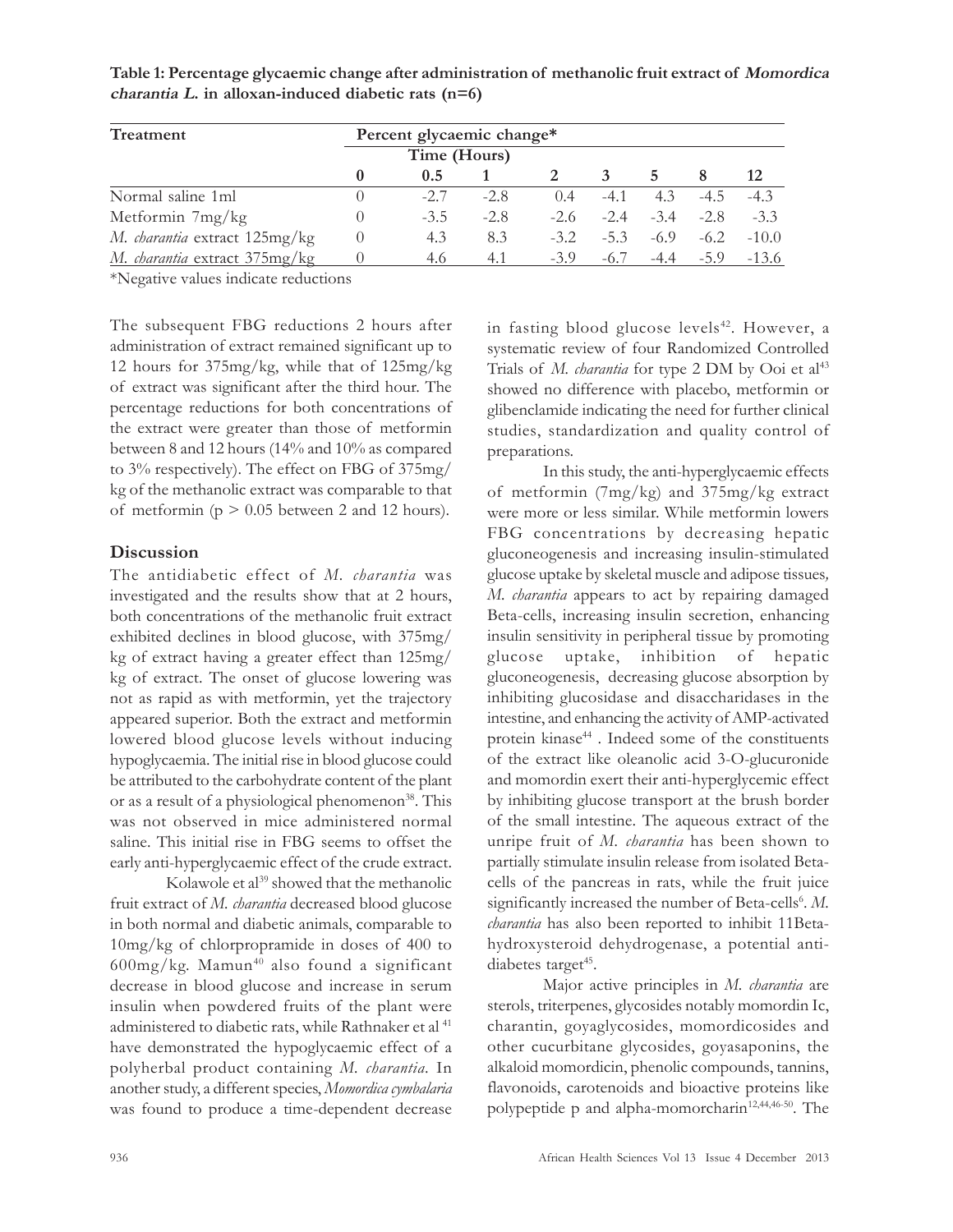**Table 1: Percentage glycaemic change after administration of methanolic fruit extract of *Momordica charantia L.* in alloxan-induced diabetic rats (n=6)**

| Treatment | Percent glycaemic change* | | | | | | | |
|---|---|---|---|---|---|---|---|---|
| | Time (Hours) | | | | | | | |
| | 0 | 0.5 | 1 | 2 | 3 | 5 | 8 | 12 |
| Normal saline 1ml | 0 | -2.7 | -2.8 | 0.4 | -4.1 | 4.3 | -4.5 | -4.3 |
| Metformin 7mg/kg | 0 | -3.5 | -2.8 | -2.6 | -2.4 | -3.4 | -2.8 | -3.3 |
| *M. charantia* extract 125mg/kg | 0 | 4.3 | 8.3 | -3.2 | -5.3 | -6.9 | -6.2 | -10.0 |
| *M. charantia* extract 375mg/kg | 0 | 4.6 | 4.1 | -3.9 | -6.7 | -4.4 | -5.9 | -13.6 |

*Negative values indicate reductions

The subsequent FBG reductions 2 hours after administration of extract remained significant up to 12 hours for 375mg/kg, while that of 125mg/kg of extract was significant after the third hour. The percentage reductions for both concentrations of the extract were greater than those of metformin between 8 and 12 hours (14% and 10% as compared to 3% respectively). The effect on FBG of 375mg/kg of the methanolic extract was comparable to that of metformin ($p > 0.05$ between 2 and 12 hours).

## Discussion

The antidiabetic effect of *M. charantia* was investigated and the results show that at 2 hours, both concentrations of the methanolic fruit extract exhibited declines in blood glucose, with 375mg/kg of extract having a greater effect than 125mg/kg of extract. The onset of glucose lowering was not as rapid as with metformin, yet the trajectory appeared superior. Both the extract and metformin lowered blood glucose levels without inducing hypoglycaemia. The initial rise in blood glucose could be attributed to the carbohydrate content of the plant or as a result of a physiological phenomenon[38]. This was not observed in mice administered normal saline. This initial rise in FBG seems to offset the early anti-hyperglycaemic effect of the crude extract.

Kolawole et al[39] showed that the methanolic fruit extract of *M. charantia* decreased blood glucose in both normal and diabetic animals, comparable to 10mg/kg of chlorpropramide in doses of 400 to 600mg/kg. Mamun[40] also found a significant decrease in blood glucose and increase in serum insulin when powdered fruits of the plant were administered to diabetic rats, while Rathnaker et al [41] have demonstrated the hypoglycaemic effect of a polyherbal product containing *M. charantia*. In another study, a different species, *Momordica cymbalaria* was found to produce a time-dependent decrease in fasting blood glucose levels[42]. However, a systematic review of four Randomized Controlled Trials of *M. charantia* for type 2 DM by Ooi et al[43] showed no difference with placebo, metformin or glibenclamide indicating the need for further clinical studies, standardization and quality control of preparations.

In this study, the anti-hyperglycaemic effects of metformin (7mg/kg) and 375mg/kg extract were more or less similar. While metformin lowers FBG concentrations by decreasing hepatic gluconeogenesis and increasing insulin-stimulated glucose uptake by skeletal muscle and adipose tissues, *M. charantia* appears to act by repairing damaged Beta-cells, increasing insulin secretion, enhancing insulin sensitivity in peripheral tissue by promoting glucose uptake, inhibition of hepatic gluconeogenesis, decreasing glucose absorption by inhibiting glucosidase and disaccharidases in the intestine, and enhancing the activity of AMP-activated protein kinase[44]. Indeed some of the constituents of the extract like oleanolic acid 3-O-glucuronide and momordin exert their anti-hyperglycemic effect by inhibiting glucose transport at the brush border of the small intestine. The aqueous extract of the unripe fruit of *M. charantia* has been shown to partially stimulate insulin release from isolated Beta-cells of the pancreas in rats, while the fruit juice significantly increased the number of Beta-cells[6]. *M. charantia* has also been reported to inhibit 11Beta-hydroxysteroid dehydrogenase, a potential anti-diabetes target[45].

Major active principles in *M. charantia* are sterols, triterpenes, glycosides notably momordin Ic, charantin, goyaglycosides, momordicosides and other cucurbitane glycosides, goyasaponins, the alkaloid momordicin, phenolic compounds, tannins, flavonoids, carotenoids and bioactive proteins like polypeptide p and alpha-momorcharin[12,44,46-50]. The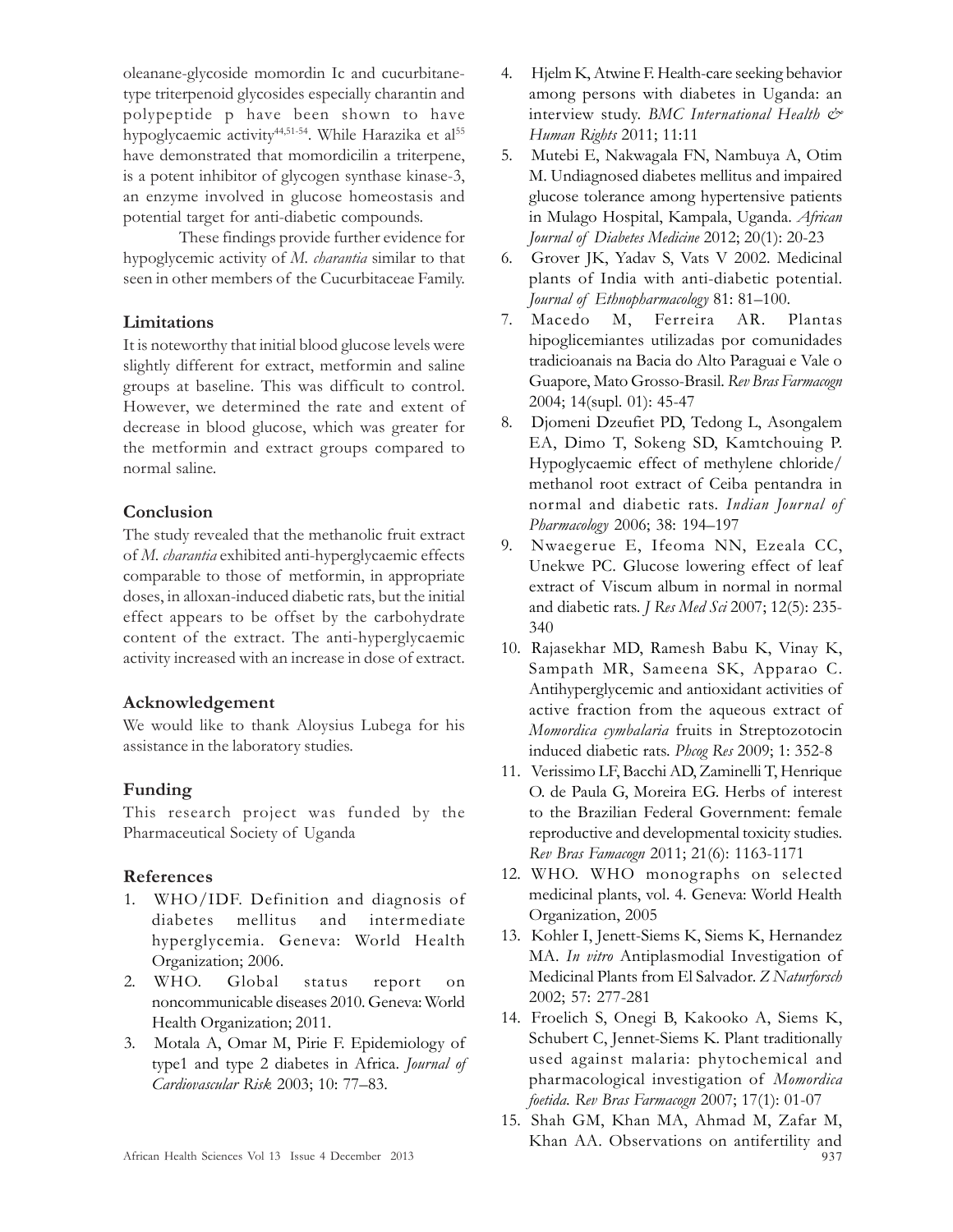oleanane-glycoside momordin Ic and cucurbitane-type triterpenoid glycosides especially charantin and polypeptide p have been shown to have hypoglycaemic activity[44,51-54]. While Harazika et al[55] have demonstrated that momordicilin a triterpene, is a potent inhibitor of glycogen synthase kinase-3, an enzyme involved in glucose homeostasis and potential target for anti-diabetic compounds.

These findings provide further evidence for hypoglycemic activity of *M. charantia* similar to that seen in other members of the Cucurbitaceae Family.

## Limitations

It is noteworthy that initial blood glucose levels were slightly different for extract, metformin and saline groups at baseline. This was difficult to control. However, we determined the rate and extent of decrease in blood glucose, which was greater for the metformin and extract groups compared to normal saline.

## Conclusion

The study revealed that the methanolic fruit extract of *M. charantia* exhibited anti-hyperglycaemic effects comparable to those of metformin, in appropriate doses, in alloxan-induced diabetic rats, but the initial effect appears to be offset by the carbohydrate content of the extract. The anti-hyperglycaemic activity increased with an increase in dose of extract.

## Acknowledgement

We would like to thank Aloysius Lubega for his assistance in the laboratory studies.

## Funding

This research project was funded by the Pharmaceutical Society of Uganda

## References

1. WHO/IDF. Definition and diagnosis of diabetes mellitus and intermediate hyperglycemia. Geneva: World Health Organization; 2006.
2. WHO. Global status report on noncommunicable diseases 2010. Geneva: World Health Organization; 2011.
3. Motala A, Omar M, Pirie F. Epidemiology of type1 and type 2 diabetes in Africa. *Journal of Cardiovascular Risk* 2003; 10: 77–83.
4. Hjelm K, Atwine F. Health-care seeking behavior among persons with diabetes in Uganda: an interview study. *BMC International Health & Human Rights* 2011; 11:11
5. Mutebi E, Nakwagala FN, Nambuya A, Otim M. Undiagnosed diabetes mellitus and impaired glucose tolerance among hypertensive patients in Mulago Hospital, Kampala, Uganda. *African Journal of Diabetes Medicine* 2012; 20(1): 20-23
6. Grover JK, Yadav S, Vats V 2002. Medicinal plants of India with anti-diabetic potential. *Journal of Ethnopharmacology* 81: 81–100.
7. Macedo M, Ferreira AR. Plantas hipoglicemiantes utilizadas por comunidades tradicioanais na Bacia do Alto Paraguai e Vale o Guapore, Mato Grosso-Brasil. *Rev Bras Farmacogn* 2004; 14(supl. 01): 45-47
8. Djomeni Dzeufiet PD, Tedong L, Asongalem EA, Dimo T, Sokeng SD, Kamtchouing P. Hypoglycaemic effect of methylene chloride/methanol root extract of Ceiba pentandra in normal and diabetic rats. *Indian Journal of Pharmacology* 2006; 38: 194–197
9. Nwaegerue E, Ifeoma NN, Ezeala CC, Unekwe PC. Glucose lowering effect of leaf extract of Viscum album in normal in normal and diabetic rats. *J Res Med Sci* 2007; 12(5): 235-340
10. Rajasekhar MD, Ramesh Babu K, Vinay K, Sampath MR, Sameena SK, Apparao C. Antihyperglycemic and antioxidant activities of active fraction from the aqueous extract of *Momordica cymbalaria* fruits in Streptozotocin induced diabetic rats. *Phcog Res* 2009; 1: 352-8
11. Verissimo LF, Bacchi AD, Zaminelli T, Henrique O. de Paula G, Moreira EG. Herbs of interest to the Brazilian Federal Government: female reproductive and developmental toxicity studies. *Rev Bras Famacogn* 2011; 21(6): 1163-1171
12. WHO. WHO monographs on selected medicinal plants, vol. 4. Geneva: World Health Organization, 2005
13. Kohler I, Jenett-Siems K, Siems K, Hernandez MA. *In vitro* Antiplasmodial Investigation of Medicinal Plants from El Salvador. *Z Naturforsch* 2002; 57: 277-281
14. Froelich S, Onegi B, Kakooko A, Siems K, Schubert C, Jennet-Siems K. Plant traditionally used against malaria: phytochemical and pharmacological investigation of *Momordica foetida*. *Rev Bras Farmacogn* 2007; 17(1): 01-07
15. Shah GM, Khan MA, Ahmad M, Zafar M, Khan AA. Observations on antifertility and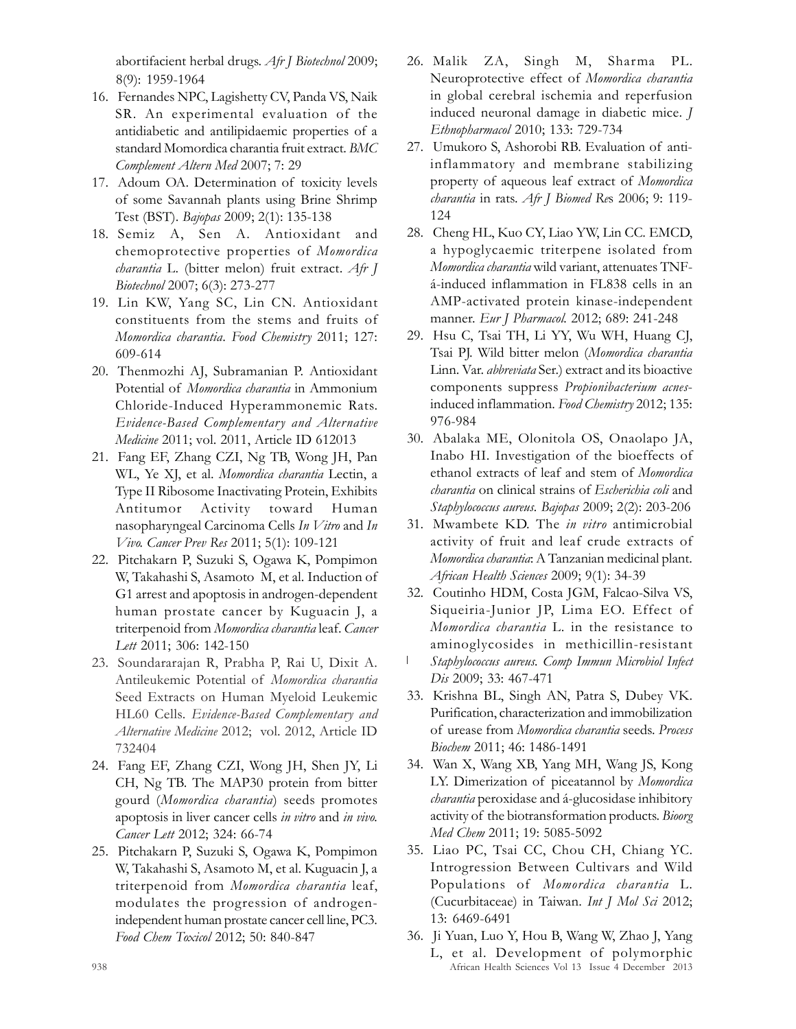abortifacient herbal drugs. *Afr J Biotechnol* 2009; 8(9): 1959-1964

16. Fernandes NPC, Lagishetty CV, Panda VS, Naik SR. An experimental evaluation of the antidiabetic and antilipidaemic properties of a standard Momordica charantia fruit extract. *BMC Complement Altern Med* 2007; 7: 29
17. Adoum OA. Determination of toxicity levels of some Savannah plants using Brine Shrimp Test (BST). *Bajopas* 2009; 2(1): 135-138
18. Semiz A, Sen A. Antioxidant and chemoprotective properties of *Momordica charantia* L. (bitter melon) fruit extract. *Afr J Biotechnol* 2007; 6(3): 273-277
19. Lin KW, Yang SC, Lin CN. Antioxidant constituents from the stems and fruits of *Momordica charantia*. *Food Chemistry* 2011; 127: 609-614
20. Thenmozhi AJ, Subramanian P. Antioxidant Potential of *Momordica charantia* in Ammonium Chloride-Induced Hyperammonemic Rats. *Evidence-Based Complementary and Alternative Medicine* 2011; vol. 2011, Article ID 612013
21. Fang EF, Zhang CZI, Ng TB, Wong JH, Pan WL, Ye XJ, et al. *Momordica charantia* Lectin, a Type II Ribosome Inactivating Protein, Exhibits Antitumor Activity toward Human nasopharyngeal Carcinoma Cells *In Vitro* and *In Vivo*. *Cancer Prev Res* 2011; 5(1): 109-121
22. Pitchakarn P, Suzuki S, Ogawa K, Pompimon W, Takahashi S, Asamoto M, et al. Induction of G1 arrest and apoptosis in androgen-dependent human prostate cancer by Kuguacin J, a triterpenoid from *Momordica charantia* leaf. *Cancer Lett* 2011; 306: 142-150
23. Soundararajan R, Prabha P, Rai U, Dixit A. Antileukemic Potential of *Momordica charantia* Seed Extracts on Human Myeloid Leukemic HL60 Cells. *Evidence-Based Complementary and Alternative Medicine* 2012; vol. 2012, Article ID 732404
24. Fang EF, Zhang CZI, Wong JH, Shen JY, Li CH, Ng TB. The MAP30 protein from bitter gourd (*Momordica charantia*) seeds promotes apoptosis in liver cancer cells *in vitro* and *in vivo*. *Cancer Lett* 2012; 324: 66-74
25. Pitchakarn P, Suzuki S, Ogawa K, Pompimon W, Takahashi S, Asamoto M, et al. Kuguacin J, a triterpenoid from *Momordica charantia* leaf, modulates the progression of androgen-independent human prostate cancer cell line, PC3. *Food Chem Toxicol* 2012; 50: 840-847
26. Malik ZA, Singh M, Sharma PL. Neuroprotective effect of *Momordica charantia* in global cerebral ischemia and reperfusion induced neuronal damage in diabetic mice. *J Ethnopharmacol* 2010; 133: 729-734
27. Umukoro S, Ashorobi RB. Evaluation of anti-inflammatory and membrane stabilizing property of aqueous leaf extract of *Momordica charantia* in rats. *Afr J Biomed Res* 2006; 9: 119-124
28. Cheng HL, Kuo CY, Liao YW, Lin CC. EMCD, a hypoglycaemic triterpene isolated from *Momordica charantia* wild variant, attenuates TNF-á-induced inflammation in FL838 cells in an AMP-activated protein kinase-independent manner. *Eur J Pharmacol.* 2012; 689: 241-248
29. Hsu C, Tsai TH, Li YY, Wu WH, Huang CJ, Tsai PJ. Wild bitter melon (*Momordica charantia* Linn. Var. *abbreviata* Ser.) extract and its bioactive components suppress *Propionibacterium acnes*-induced inflammation. *Food Chemistry* 2012; 135: 976-984
30. Abalaka ME, Olonitola OS, Onaolapo JA, Inabo HI. Investigation of the bioeffects of ethanol extracts of leaf and stem of *Momordica charantia* on clinical strains of *Escherichia coli* and *Staphylococcus aureus*. *Bajopas* 2009; 2(2): 203-206
31. Mwambete KD. The *in vitro* antimicrobial activity of fruit and leaf crude extracts of *Momordica charantia*: A Tanzanian medicinal plant. *African Health Sciences* 2009; 9(1): 34-39
32. Coutinho HDM, Costa JGM, Falcao-Silva VS, Siqueiria-Junior JP, Lima EO. Effect of *Momordica charantia* L. in the resistance to aminoglycosides in methicillin-resistant *Staphylococcus aureus*. *Comp Immun Microbiol Infect Dis* 2009; 33: 467-471
33. Krishna BL, Singh AN, Patra S, Dubey VK. Purification, characterization and immobilization of urease from *Momordica charantia* seeds. *Process Biochem* 2011; 46: 1486-1491
34. Wan X, Wang XB, Yang MH, Wang JS, Kong LY. Dimerization of piceatannol by *Momordica charantia* peroxidase and á-glucosidase inhibitory activity of the biotransformation products. *Bioorg Med Chem* 2011; 19: 5085-5092
35. Liao PC, Tsai CC, Chou CH, Chiang YC. Introgression Between Cultivars and Wild Populations of *Momordica charantia* L. (Cucurbitaceae) in Taiwan. *Int J Mol Sci* 2012; 13: 6469-6491
36. Ji Yuan, Luo Y, Hou B, Wang W, Zhao J, Yang L, et al. Development of polymorphic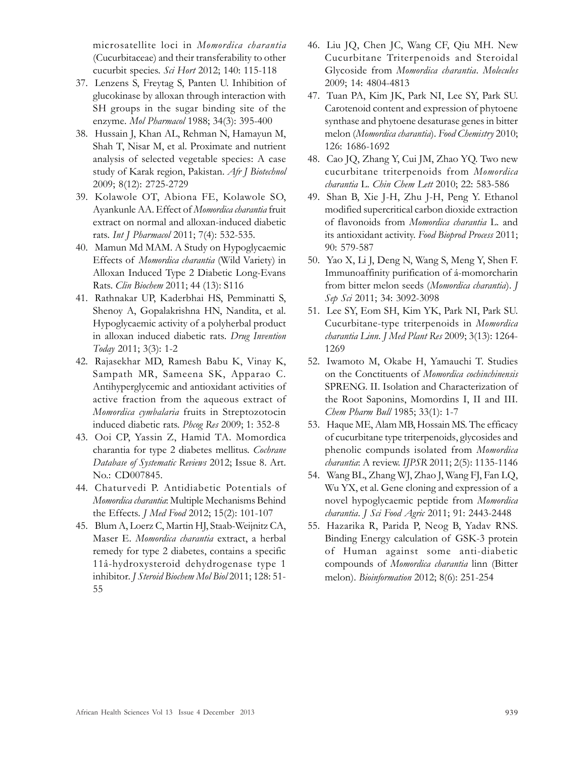microsatellite loci in *Momordica charantia* (Cucurbitaceae) and their transferability to other cucurbit species. *Sci Hort* 2012; 140: 115-118

37. Lenzens S, Freytag S, Panten U. Inhibition of glucokinase by alloxan through interaction with SH groups in the sugar binding site of the enzyme. *Mol Pharmacol* 1988; 34(3): 395-400
38. Hussain J, Khan AL, Rehman N, Hamayun M, Shah T, Nisar M, et al. Proximate and nutrient analysis of selected vegetable species: A case study of Karak region, Pakistan. *Afr J Biotechnol* 2009; 8(12): 2725-2729
39. Kolawole OT, Abiona FE, Kolawole SO, Ayankunle AA. Effect of *Momordica charantia* fruit extract on normal and alloxan-induced diabetic rats. *Int J Pharmacol* 2011; 7(4): 532-535.
40. Mamun Md MAM. A Study on Hypoglycaemic Effects of *Momordica charantia* (Wild Variety) in Alloxan Induced Type 2 Diabetic Long-Evans Rats. *Clin Biochem* 2011; 44 (13): S116
41. Rathnakar UP, Kaderbhai HS, Pemminatti S, Shenoy A, Gopalakrishna HN, Nandita, et al. Hypoglycaemic activity of a polyherbal product in alloxan induced diabetic rats. *Drug Invention Today* 2011; 3(3): 1-2
42. Rajasekhar MD, Ramesh Babu K, Vinay K, Sampath MR, Sameena SK, Apparao C. Antihyperglycemic and antioxidant activities of active fraction from the aqueous extract of *Momordica cymbalaria* fruits in Streptozotocin induced diabetic rats. *Phcog Res* 2009; 1: 352-8
43. Ooi CP, Yassin Z, Hamid TA. Momordica charantia for type 2 diabetes mellitus. *Cochrane Database of Systematic Reviews* 2012; Issue 8. Art. No.: CD007845.
44. Chaturvedi P. Antidiabetic Potentials of *Momordica charantia*: Multiple Mechanisms Behind the Effects. *J Med Food* 2012; 15(2): 101-107
45. Blum A, Loerz C, Martin HJ, Staab-Weijnitz CA, Maser E. *Momordica charantia* extract, a herbal remedy for type 2 diabetes, contains a specific 11â-hydroxysteroid dehydrogenase type 1 inhibitor. *J Steroid Biochem Mol Biol* 2011; 128: 51-55
46. Liu JQ, Chen JC, Wang CF, Qiu MH. New Cucurbitane Triterpenoids and Steroidal Glycoside from *Momordica charantia*. *Molecules* 2009; 14: 4804-4813
47. Tuan PA, Kim JK, Park NI, Lee SY, Park SU. Carotenoid content and expression of phytoene synthase and phytoene desaturase genes in bitter melon (*Momordica charantia*). *Food Chemistry* 2010; 126: 1686-1692
48. Cao JQ, Zhang Y, Cui JM, Zhao YQ. Two new cucurbitane triterpenoids from *Momordica charantia* L. *Chin Chem Lett* 2010; 22: 583-586
49. Shan B, Xie J-H, Zhu J-H, Peng Y. Ethanol modified supercritical carbon dioxide extraction of flavonoids from *Momordica charantia* L. and its antioxidant activity. *Food Bioprod Process* 2011; 90: 579-587
50. Yao X, Li J, Deng N, Wang S, Meng Y, Shen F. Immunoaffinity purification of á-momorcharin from bitter melon seeds (*Momordica charantia*). *J Sep Sci* 2011; 34: 3092-3098
51. Lee SY, Eom SH, Kim YK, Park NI, Park SU. Cucurbitane-type triterpenoids in *Momordica charantia Linn*. *J Med Plant Res* 2009; 3(13): 1264-1269
52. Iwamoto M, Okabe H, Yamauchi T. Studies on the Conctituents of *Momordica cochinchinensis* SPRENG. II. Isolation and Characterization of the Root Saponins, Momordins I, II and III. *Chem Pharm Bull* 1985; 33(1): 1-7
53. Haque ME, Alam MB, Hossain MS. The efficacy of cucurbitane type triterpenoids, glycosides and phenolic compunds isolated from *Momordica charantia*: A review. *IJPSR* 2011; 2(5): 1135-1146
54. Wang BL, Zhang WJ, Zhao J, Wang FJ, Fan LQ, Wu YX, et al. Gene cloning and expression of a novel hypoglycaemic peptide from *Momordica charantia*. *J Sci Food Agric* 2011; 91: 2443-2448
55. Hazarika R, Parida P, Neog B, Yadav RNS. Binding Energy calculation of GSK-3 protein of Human against some anti-diabetic compounds of *Momordica charantia* linn (Bitter melon). *Bioinformation* 2012; 8(6): 251-254